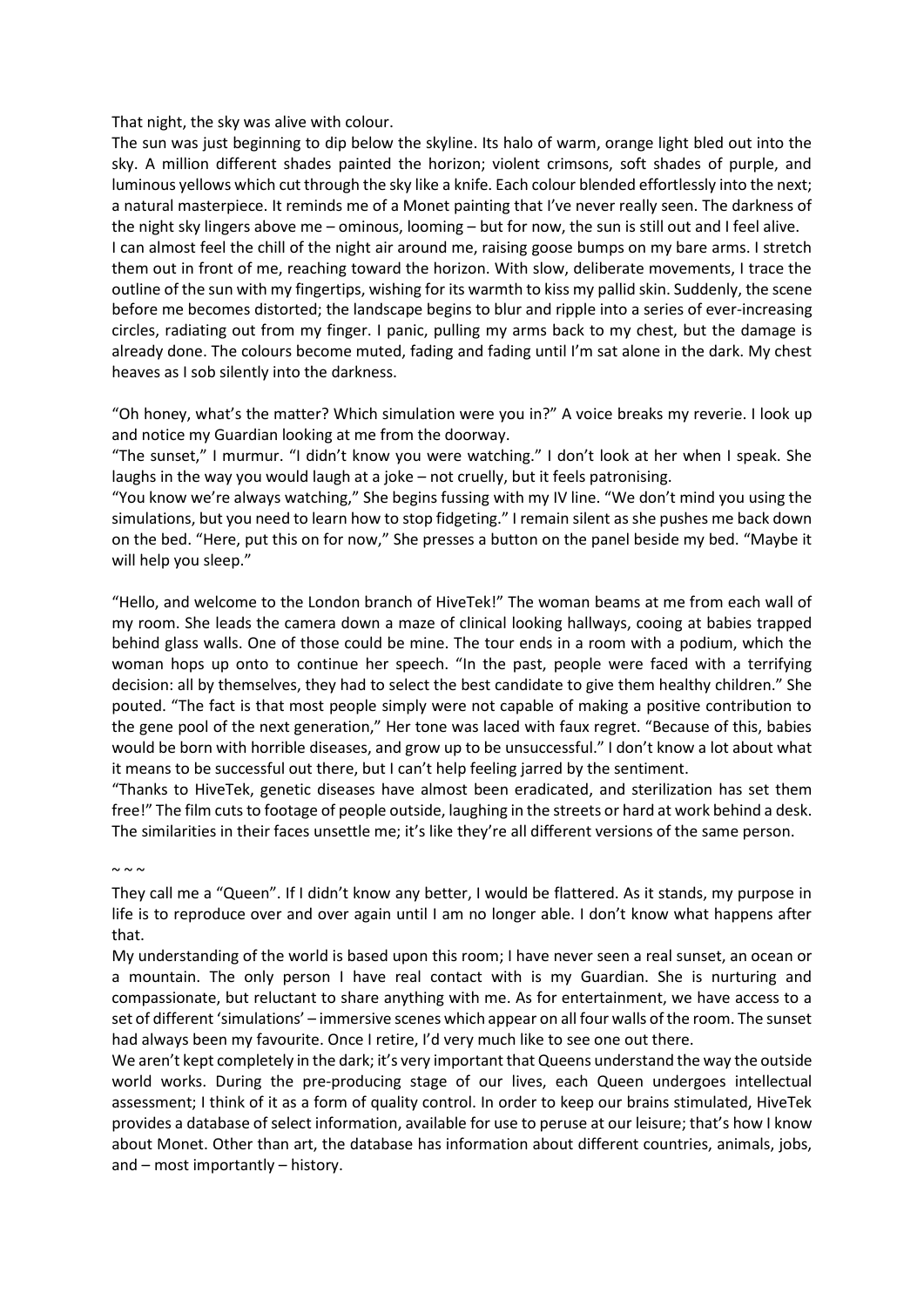That night, the sky was alive with colour.

The sun was just beginning to dip below the skyline. Its halo of warm, orange light bled out into the sky. A million different shades painted the horizon; violent crimsons, soft shades of purple, and luminous yellows which cut through the sky like a knife. Each colour blended effortlessly into the next; a natural masterpiece. It reminds me of a Monet painting that I've never really seen. The darkness of the night sky lingers above me – ominous, looming – but for now, the sun is still out and I feel alive.

I can almost feel the chill of the night air around me, raising goose bumps on my bare arms. I stretch them out in front of me, reaching toward the horizon. With slow, deliberate movements, I trace the outline of the sun with my fingertips, wishing for its warmth to kiss my pallid skin. Suddenly, the scene before me becomes distorted; the landscape begins to blur and ripple into a series of ever-increasing circles, radiating out from my finger. I panic, pulling my arms back to my chest, but the damage is already done. The colours become muted, fading and fading until I'm sat alone in the dark. My chest heaves as I sob silently into the darkness.

"Oh honey, what's the matter? Which simulation were you in?" A voice breaks my reverie. I look up and notice my Guardian looking at me from the doorway.

"The sunset," I murmur. "I didn't know you were watching." I don't look at her when I speak. She laughs in the way you would laugh at a joke – not cruelly, but it feels patronising.

"You know we're always watching," She begins fussing with my IV line. "We don't mind you using the simulations, but you need to learn how to stop fidgeting." I remain silent as she pushes me back down on the bed. "Here, put this on for now," She presses a button on the panel beside my bed. "Maybe it will help you sleep."

"Hello, and welcome to the London branch of HiveTek!" The woman beams at me from each wall of my room. She leads the camera down a maze of clinical looking hallways, cooing at babies trapped behind glass walls. One of those could be mine. The tour ends in a room with a podium, which the woman hops up onto to continue her speech. "In the past, people were faced with a terrifying decision: all by themselves, they had to select the best candidate to give them healthy children." She pouted. "The fact is that most people simply were not capable of making a positive contribution to the gene pool of the next generation," Her tone was laced with faux regret. "Because of this, babies would be born with horrible diseases, and grow up to be unsuccessful." I don't know a lot about what it means to be successful out there, but I can't help feeling jarred by the sentiment.

"Thanks to HiveTek, genetic diseases have almost been eradicated, and sterilization has set them free!" The film cuts to footage of people outside, laughing in the streets or hard at work behind a desk. The similarities in their faces unsettle me; it's like they're all different versions of the same person.

~ ~ ~

They call me a "Queen". If I didn't know any better, I would be flattered. As it stands, my purpose in life is to reproduce over and over again until I am no longer able. I don't know what happens after that.

My understanding of the world is based upon this room; I have never seen a real sunset, an ocean or a mountain. The only person I have real contact with is my Guardian. She is nurturing and compassionate, but reluctant to share anything with me. As for entertainment, we have access to a set of different 'simulations' – immersive scenes which appear on all four walls of the room. The sunset had always been my favourite. Once I retire, I'd very much like to see one out there.

We aren't kept completely in the dark; it's very important that Queens understand the way the outside world works. During the pre-producing stage of our lives, each Queen undergoes intellectual assessment; I think of it as a form of quality control. In order to keep our brains stimulated, HiveTek provides a database of select information, available for use to peruse at our leisure; that's how I know about Monet. Other than art, the database has information about different countries, animals, jobs, and – most importantly – history.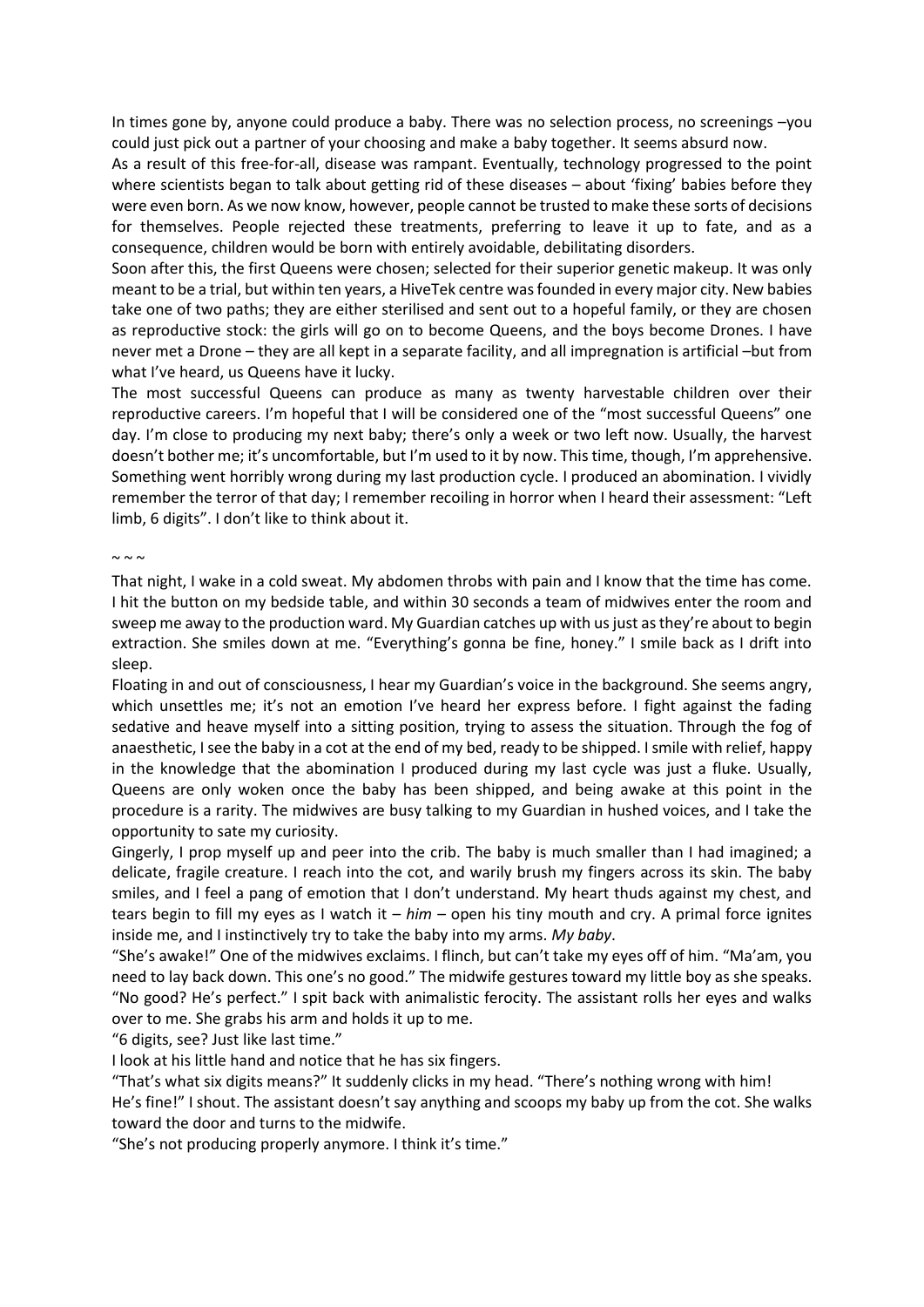In times gone by, anyone could produce a baby. There was no selection process, no screenings –you could just pick out a partner of your choosing and make a baby together. It seems absurd now.

As a result of this free-for-all, disease was rampant. Eventually, technology progressed to the point where scientists began to talk about getting rid of these diseases – about 'fixing' babies before they were even born. As we now know, however, people cannot be trusted to make these sorts of decisions for themselves. People rejected these treatments, preferring to leave it up to fate, and as a consequence, children would be born with entirely avoidable, debilitating disorders.

Soon after this, the first Queens were chosen; selected for their superior genetic makeup. It was only meant to be a trial, but within ten years, a HiveTek centre was founded in every major city. New babies take one of two paths; they are either sterilised and sent out to a hopeful family, or they are chosen as reproductive stock: the girls will go on to become Queens, and the boys become Drones. I have never met a Drone – they are all kept in a separate facility, and all impregnation is artificial –but from what I've heard, us Queens have it lucky.

The most successful Queens can produce as many as twenty harvestable children over their reproductive careers. I'm hopeful that I will be considered one of the "most successful Queens" one day. I'm close to producing my next baby; there's only a week or two left now. Usually, the harvest doesn't bother me; it's uncomfortable, but I'm used to it by now. This time, though, I'm apprehensive. Something went horribly wrong during my last production cycle. I produced an abomination. I vividly remember the terror of that day; I remember recoiling in horror when I heard their assessment: "Left limb, 6 digits". I don't like to think about it.

~ ~ ~

That night, I wake in a cold sweat. My abdomen throbs with pain and I know that the time has come. I hit the button on my bedside table, and within 30 seconds a team of midwives enter the room and sweep me away to the production ward. My Guardian catches up with us just as they're about to begin extraction. She smiles down at me. "Everything's gonna be fine, honey." I smile back as I drift into sleep.

Floating in and out of consciousness, I hear my Guardian's voice in the background. She seems angry, which unsettles me; it's not an emotion I've heard her express before. I fight against the fading sedative and heave myself into a sitting position, trying to assess the situation. Through the fog of anaesthetic, I see the baby in a cot at the end of my bed, ready to be shipped. I smile with relief, happy in the knowledge that the abomination I produced during my last cycle was just a fluke. Usually, Queens are only woken once the baby has been shipped, and being awake at this point in the procedure is a rarity. The midwives are busy talking to my Guardian in hushed voices, and I take the opportunity to sate my curiosity.

Gingerly, I prop myself up and peer into the crib. The baby is much smaller than I had imagined; a delicate, fragile creature. I reach into the cot, and warily brush my fingers across its skin. The baby smiles, and I feel a pang of emotion that I don't understand. My heart thuds against my chest, and tears begin to fill my eyes as I watch it – *him* – open his tiny mouth and cry. A primal force ignites inside me, and I instinctively try to take the baby into my arms. *My baby*.

"She's awake!" One of the midwives exclaims. I flinch, but can't take my eyes off of him. "Ma'am, you need to lay back down. This one's no good." The midwife gestures toward my little boy as she speaks. "No good? He's perfect." I spit back with animalistic ferocity. The assistant rolls her eyes and walks over to me. She grabs his arm and holds it up to me.

"6 digits, see? Just like last time."

I look at his little hand and notice that he has six fingers.

"That's what six digits means?" It suddenly clicks in my head. "There's nothing wrong with him! He's fine!" I shout. The assistant doesn't say anything and scoops my baby up from the cot. She walks toward the door and turns to the midwife.

"She's not producing properly anymore. I think it's time."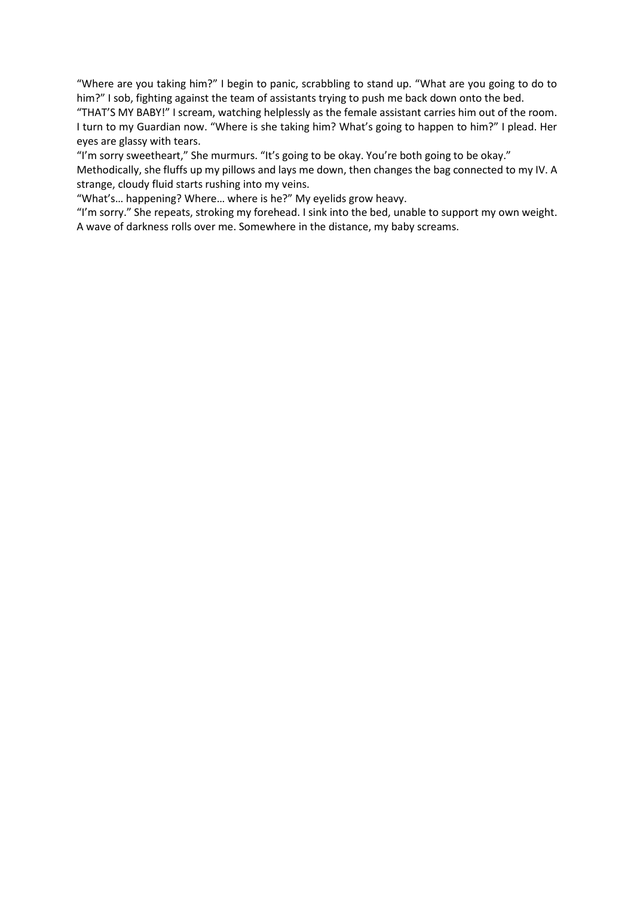"Where are you taking him?" I begin to panic, scrabbling to stand up. "What are you going to do to him?" I sob, fighting against the team of assistants trying to push me back down onto the bed.

"THAT'S MY BABY!" I scream, watching helplessly as the female assistant carries him out of the room. I turn to my Guardian now. "Where is she taking him? What's going to happen to him?" I plead. Her eyes are glassy with tears.

"I'm sorry sweetheart," She murmurs. "It's going to be okay. You're both going to be okay."

Methodically, she fluffs up my pillows and lays me down, then changes the bag connected to my IV. A strange, cloudy fluid starts rushing into my veins.

"What's… happening? Where… where is he?" My eyelids grow heavy.

"I'm sorry." She repeats, stroking my forehead. I sink into the bed, unable to support my own weight. A wave of darkness rolls over me. Somewhere in the distance, my baby screams.